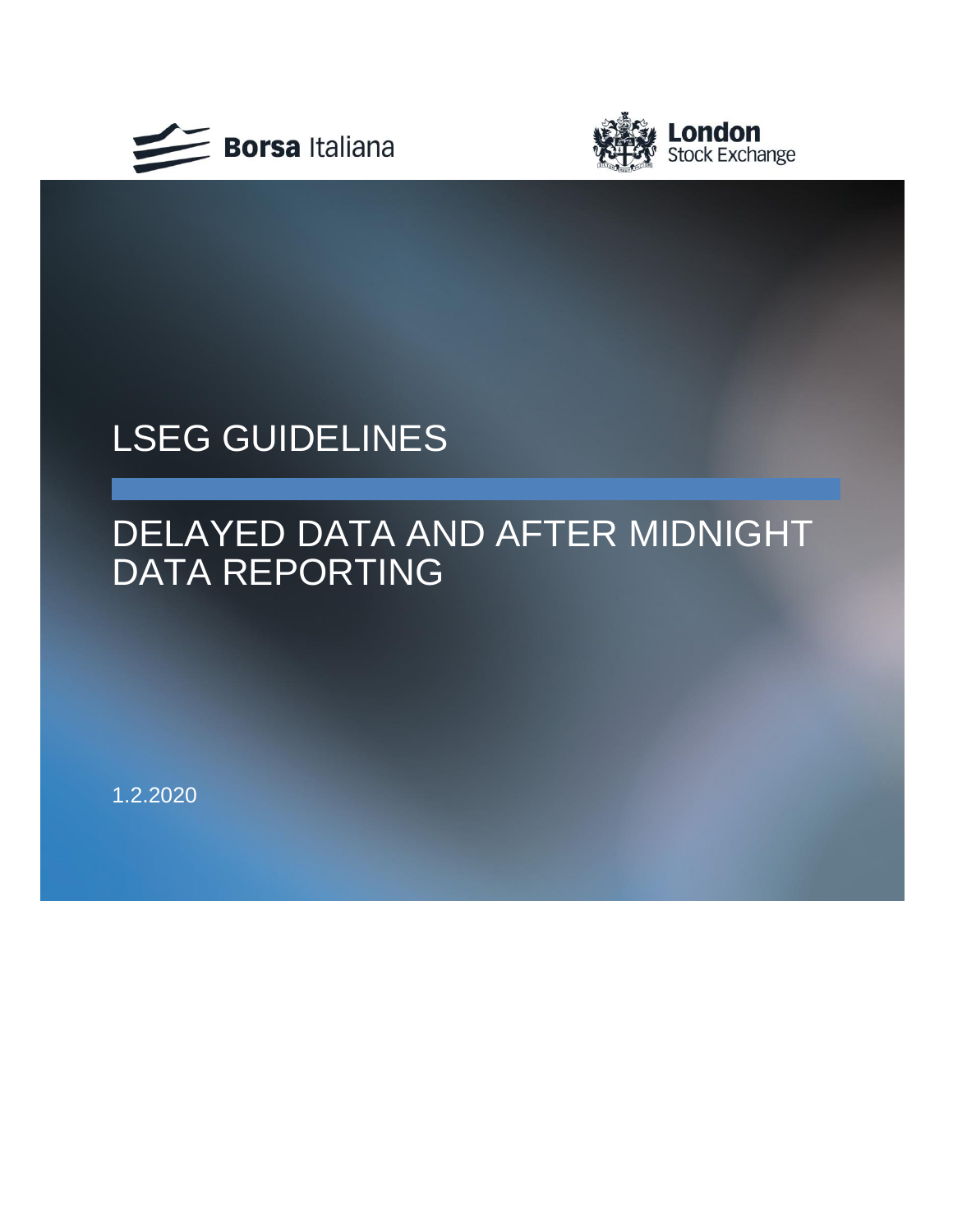Borsa Italiana

London Stock Exchange

# LSEG GUIDELINES

# DELAYED DATA AND AFTER MIDNIGHT DATA REPORTING

1.2.2020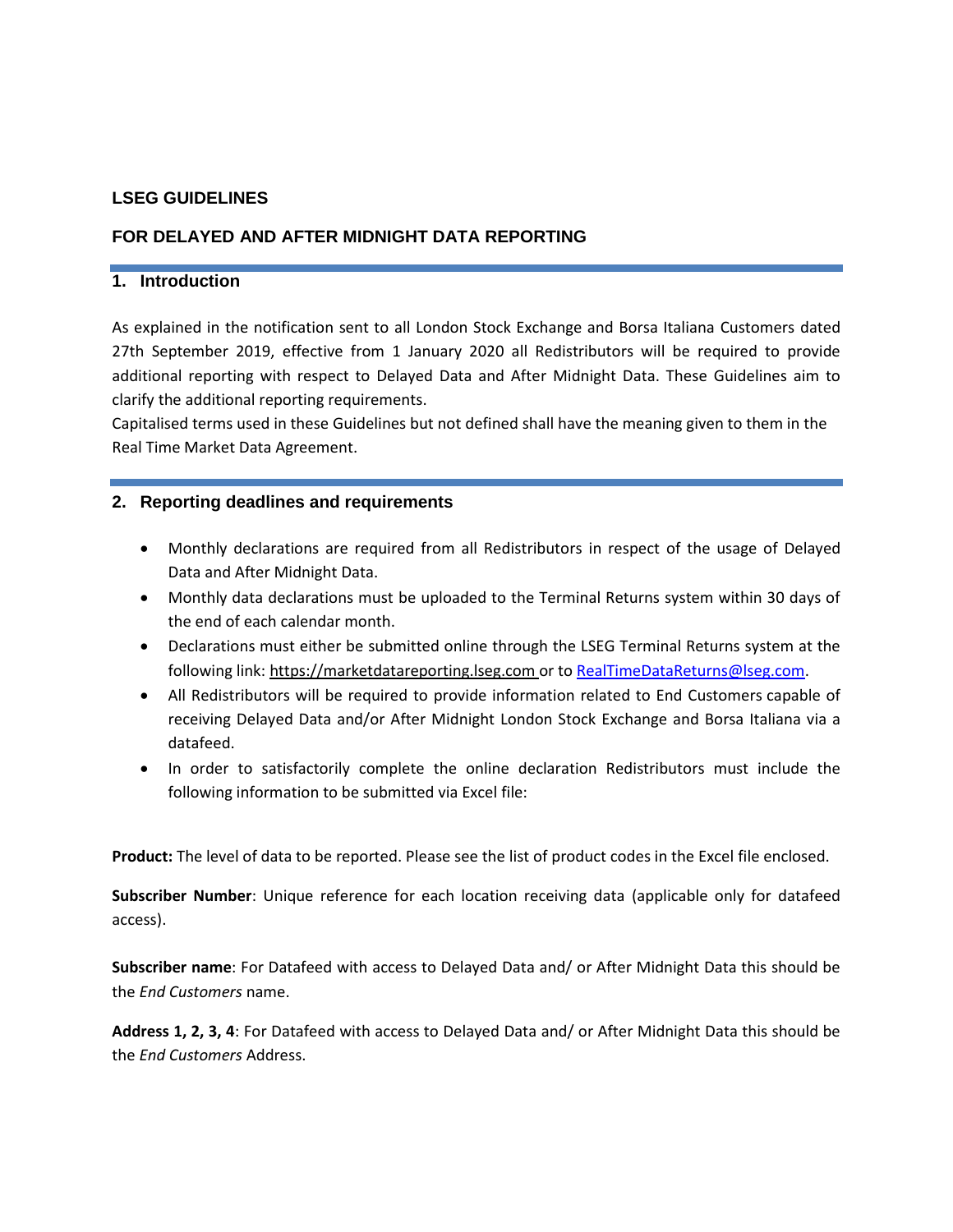**LSEG GUIDELINES**

**FOR DELAYED AND AFTER MIDNIGHT DATA REPORTING**

## 1. Introduction

As explained in the notification sent to all London Stock Exchange and Borsa Italiana Customers dated 27th September 2019, effective from 1 January 2020 all Redistributors will be required to provide additional reporting with respect to Delayed Data and After Midnight Data. These Guidelines aim to clarify the additional reporting requirements.

Capitalised terms used in these Guidelines but not defined shall have the meaning given to them in the Real Time Market Data Agreement.

## 2. Reporting deadlines and requirements

- Monthly declarations are required from all Redistributors in respect of the usage of Delayed Data and After Midnight Data.
- Monthly data declarations must be uploaded to the Terminal Returns system within 30 days of the end of each calendar month.
- Declarations must either be submitted online through the LSEG Terminal Returns system at the following link: https://marketdatareporting.lseg.com or to RealTimeDataReturns@lseg.com.
- All Redistributors will be required to provide information related to End Customers capable of receiving Delayed Data and/or After Midnight London Stock Exchange and Borsa Italiana via a datafeed.
- In order to satisfactorily complete the online declaration Redistributors must include the following information to be submitted via Excel file:

**Product:** The level of data to be reported. Please see the list of product codes in the Excel file enclosed.

**Subscriber Number**: Unique reference for each location receiving data (applicable only for datafeed access).

**Subscriber name**: For Datafeed with access to Delayed Data and/ or After Midnight Data this should be the *End Customers* name.

**Address 1, 2, 3, 4**: For Datafeed with access to Delayed Data and/ or After Midnight Data this should be the *End Customers* Address.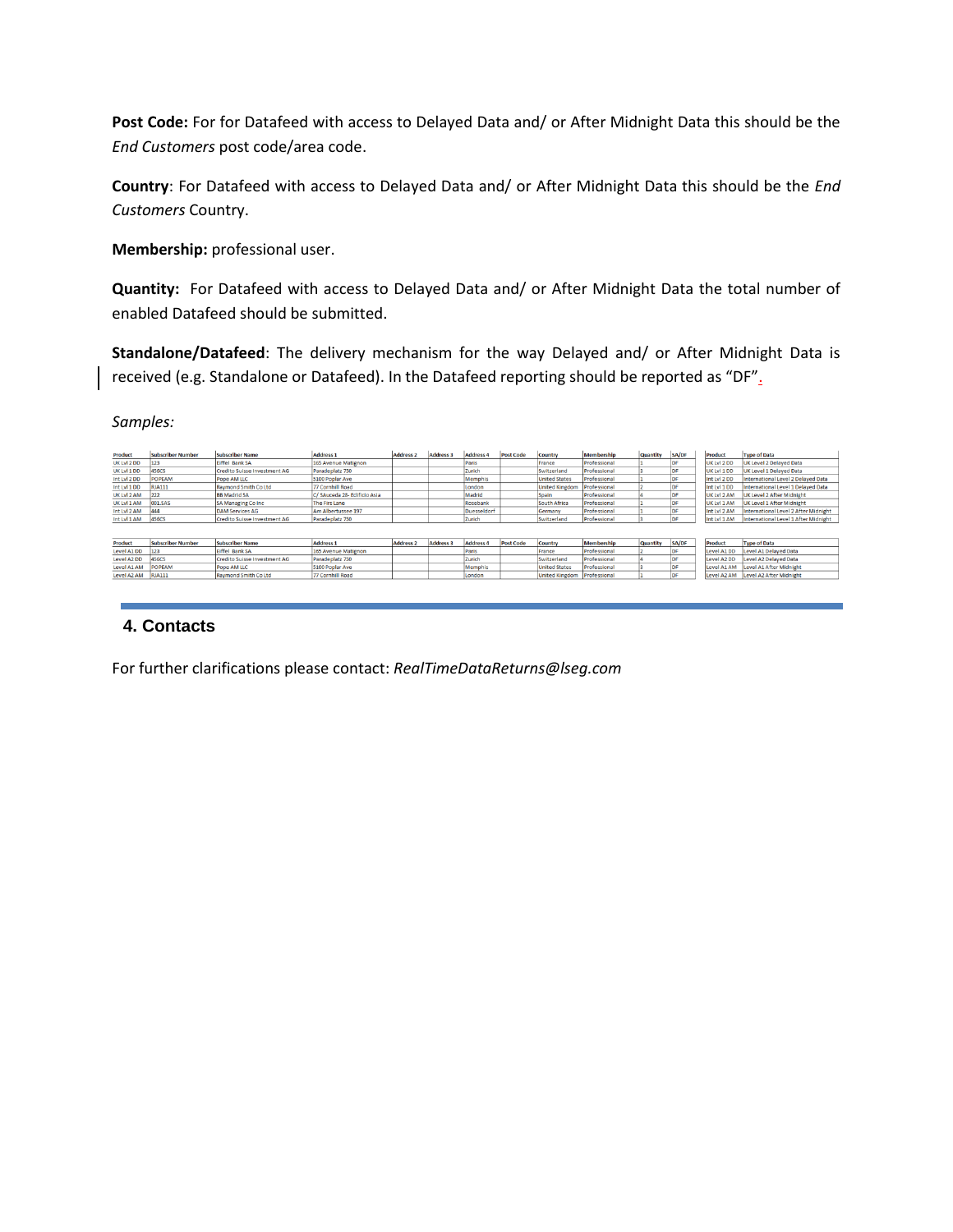**Post Code:** For for Datafeed with access to Delayed Data and/ or After Midnight Data this should be the *End Customers* post code/area code.

**Country**: For Datafeed with access to Delayed Data and/ or After Midnight Data this should be the *End Customers* Country.

**Membership:** professional user.

**Quantity:** For Datafeed with access to Delayed Data and/ or After Midnight Data the total number of enabled Datafeed should be submitted.

**Standalone/Datafeed**: The delivery mechanism for the way Delayed and/ or After Midnight Data is received (e.g. Standalone or Datafeed). In the Datafeed reporting should be reported as "DF".

*Samples:*

| Product | Subscriber Number | Subscriber Name | Address 1 | Address 2 | Address 3 | Address 4 | Post Code | Country | Membership | Quantity | SA/DF |
|---|---|---|---|---|---|---|---|---|---|---|---|
| UK Lvl 2 DD | 123 | Eiffel Bank SA | 165 Avenue Matignon | | | Paris | | France | Professional | 1 | DF |
| UK Lvl 1 DD | 456CS | Credito Suisse Investment AG | Paradeplatz 750 | | | Zurich | | Switzerland | Professional | 3 | DF |
| Int Lvl 2 DD | POPEAM | Pope AM LLC | 5100 Poplar Ave | | | Memphis | | United States | Professional | 1 | DF |
| Int Lvl 1 DD | RJA111 | Raymond Smith Co Ltd | 77 Cornhill Road | | | London | | United Kingdom | Professional | 2 | DF |
| UK Lvl 2 AM | 222 | BB Madrid SA | C/ SAuceda 28- Edificio Asia | | | Madrid | | Spain | Professional | 4 | DF |
| UK Lvl 1 AM | 001.SAS | SA Managing Co Inc | The Firs Lane | | | Rosebank | | South Africa | Professional | 1 | DF |
| Int Lvl 2 AM | 444 | DAM Services AG | Am Albertussee 197 | | | Duesseldorf | | Germany | Professional | 1 | DF |
| Int Lvl 1 AM | 456CS | Credito Suisse Investment AG | Paradeplatz 750 | | | Zurich | | Switzerland | Professional | 3 | DF |

| Product | Type of Data |
|---|---|
| UK Lvl 2 DD | UK Level 2 Delayed Data |
| UK Lvl 1 DD | UK Level 1 Delayed Data |
| Int Lvl 2 DD | International Level 2 Delayed Data |
| Int Lvl 1 DD | International Level 1 Delayed Data |
| UK Lvl 2 AM | UK Level 2 After Midnight |
| UK Lvl 1 AM | UK Level 1 After Midnight |
| Int Lvl 2 AM | International Level 2 After Midnight |
| Int Lvl 1 AM | International Level 1 After Midnight |

| Product | Subscriber Number | Subscriber Name | Address 1 | Address 2 | Address 3 | Address 4 | Post Code | Country | Membership | Quantity | SA/DF |
|---|---|---|---|---|---|---|---|---|---|---|---|
| Level A1 DD | 123 | Eiffel Bank SA | 165 Avenue Matignon | | | Paris | | France | Professional | 2 | DF |
| Level A2 DD | 456CS | Credito Suisse Investment AG | Paradeplatz 750 | | | Zurich | | Switzerland | Professional | 4 | DF |
| Level A1 AM | POPEAM | Pope AM LLC | 5100 Poplar Ave | | | Memphis | | United States | Professional | 3 | DF |
| Level A2 AM | RJA111 | Raymond Smith Co Ltd | 77 Cornhill Road | | | London | | United Kingdom | Professional | 1 | DF |

| Product | Type of Data |
|---|---|
| Level A1 DD | Level A1 Delayed Data |
| Level A2 DD | Level A2 Delayed Data |
| Level A1 AM | Level A1 After Midnight |
| Level A2 AM | Level A2 After Midnight |

## 4. Contacts

For further clarifications please contact: *RealTimeDataReturns@lseg.com*